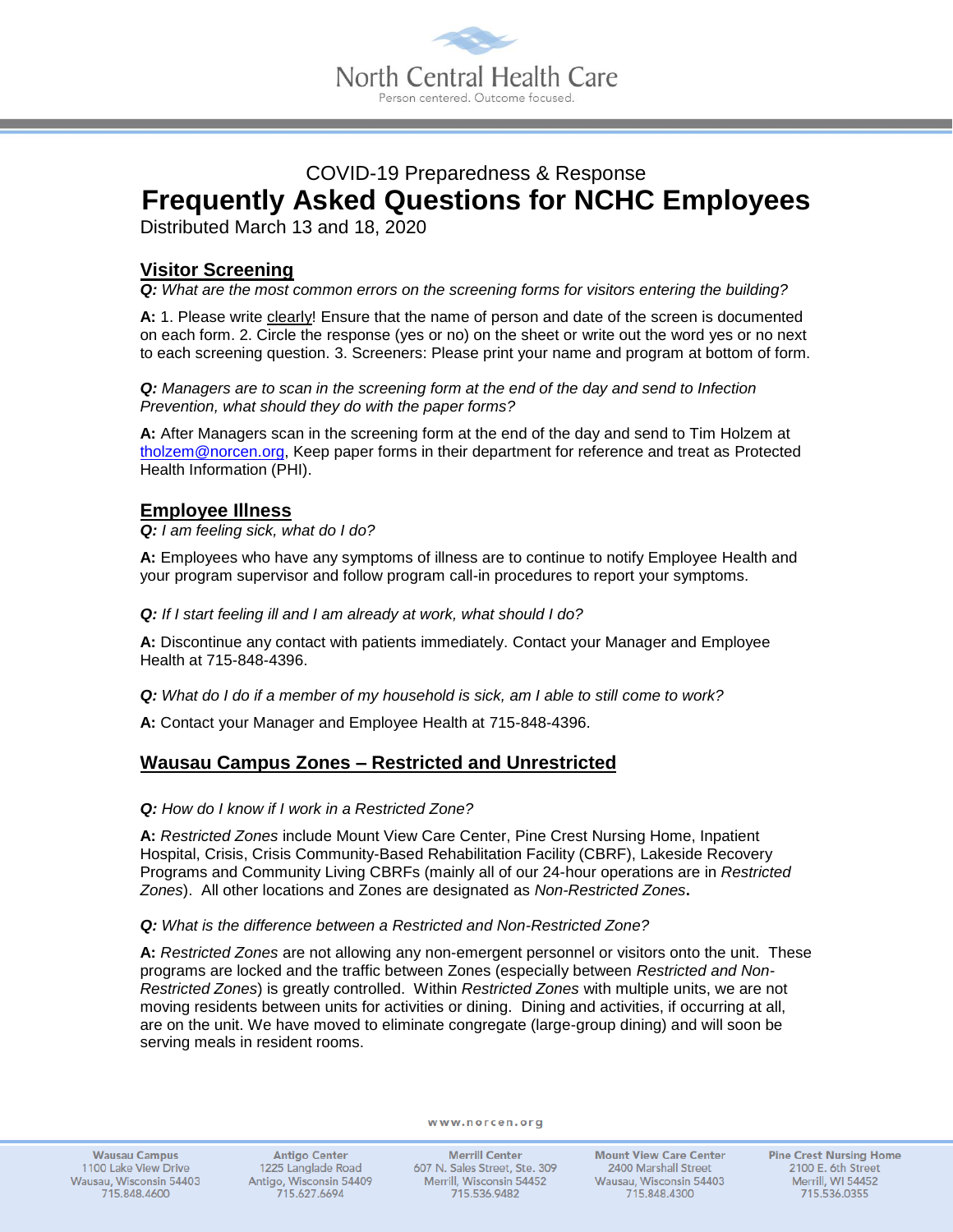North Central Health Care

Person centered. Outcome focused.

COVID-19 Preparedness & Response

# Frequently Asked Questions for NCHC Employees

Distributed March 13 and 18, 2020

## Visitor Screening

***Q:** What are the most common errors on the screening forms for visitors entering the building?*

**A:** 1. Please write clearly! Ensure that the name of person and date of the screen is documented on each form. 2. Circle the response (yes or no) on the sheet or write out the word yes or no next to each screening question. 3. Screeners: Please print your name and program at bottom of form.

***Q:** Managers are to scan in the screening form at the end of the day and send to Infection Prevention, what should they do with the paper forms?*

**A:** After Managers scan in the screening form at the end of the day and send to Tim Holzem at tholzem@norcen.org, Keep paper forms in their department for reference and treat as Protected Health Information (PHI).

## Employee Illness

***Q:** I am feeling sick, what do I do?*

**A:** Employees who have any symptoms of illness are to continue to notify Employee Health and your program supervisor and follow program call-in procedures to report your symptoms.

***Q:** If I start feeling ill and I am already at work, what should I do?*

**A:** Discontinue any contact with patients immediately. Contact your Manager and Employee Health at 715-848-4396.

***Q:** What do I do if a member of my household is sick, am I able to still come to work?*

**A:** Contact your Manager and Employee Health at 715-848-4396.

## Wausau Campus Zones – Restricted and Unrestricted

***Q:** How do I know if I work in a Restricted Zone?*

**A:** *Restricted Zones* include Mount View Care Center, Pine Crest Nursing Home, Inpatient Hospital, Crisis, Crisis Community-Based Rehabilitation Facility (CBRF), Lakeside Recovery Programs and Community Living CBRFs (mainly all of our 24-hour operations are in *Restricted Zones*). All other locations and Zones are designated as *Non-Restricted Zones***.**

***Q:** What is the difference between a Restricted and Non-Restricted Zone?*

**A:** *Restricted Zones* are not allowing any non-emergent personnel or visitors onto the unit. These programs are locked and the traffic between Zones (especially between *Restricted and Non-Restricted Zones*) is greatly controlled. Within *Restricted Zones* with multiple units, we are not moving residents between units for activities or dining. Dining and activities, if occurring at all, are on the unit. We have moved to eliminate congregate (large-group dining) and will soon be serving meals in resident rooms.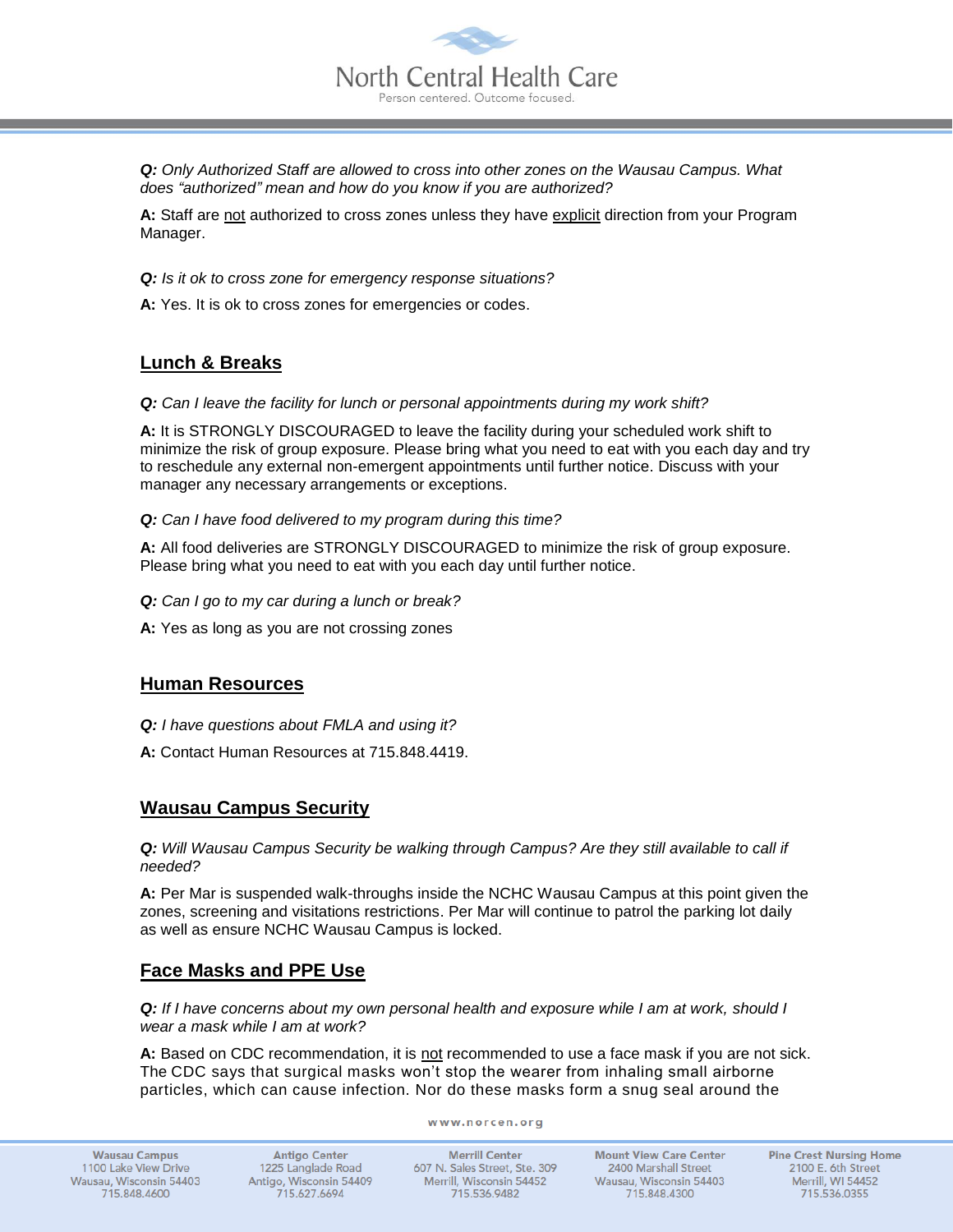***Q:*** *Only Authorized Staff are allowed to cross into other zones on the Wausau Campus. What does "authorized" mean and how do you know if you are authorized?*

**A:** Staff are <u>not</u> authorized to cross zones unless they have <u>explicit</u> direction from your Program Manager.

***Q:*** *Is it ok to cross zone for emergency response situations?*

**A:** Yes. It is ok to cross zones for emergencies or codes.

## Lunch & Breaks

***Q:*** *Can I leave the facility for lunch or personal appointments during my work shift?*

**A:** It is STRONGLY DISCOURAGED to leave the facility during your scheduled work shift to minimize the risk of group exposure. Please bring what you need to eat with you each day and try to reschedule any external non-emergent appointments until further notice. Discuss with your manager any necessary arrangements or exceptions.

***Q:*** *Can I have food delivered to my program during this time?*

**A:** All food deliveries are STRONGLY DISCOURAGED to minimize the risk of group exposure. Please bring what you need to eat with you each day until further notice.

***Q:*** *Can I go to my car during a lunch or break?*

**A:** Yes as long as you are not crossing zones

## Human Resources

***Q:*** *I have questions about FMLA and using it?*

**A:** Contact Human Resources at 715.848.4419.

## Wausau Campus Security

***Q:*** *Will Wausau Campus Security be walking through Campus? Are they still available to call if needed?*

**A:** Per Mar is suspended walk-throughs inside the NCHC Wausau Campus at this point given the zones, screening and visitations restrictions. Per Mar will continue to patrol the parking lot daily as well as ensure NCHC Wausau Campus is locked.

## Face Masks and PPE Use

***Q:*** *If I have concerns about my own personal health and exposure while I am at work, should I wear a mask while I am at work?*

**A:** Based on CDC recommendation, it is <u>not</u> recommended to use a face mask if you are not sick. The CDC says that surgical masks won't stop the wearer from inhaling small airborne particles, which can cause infection. Nor do these masks form a snug seal around the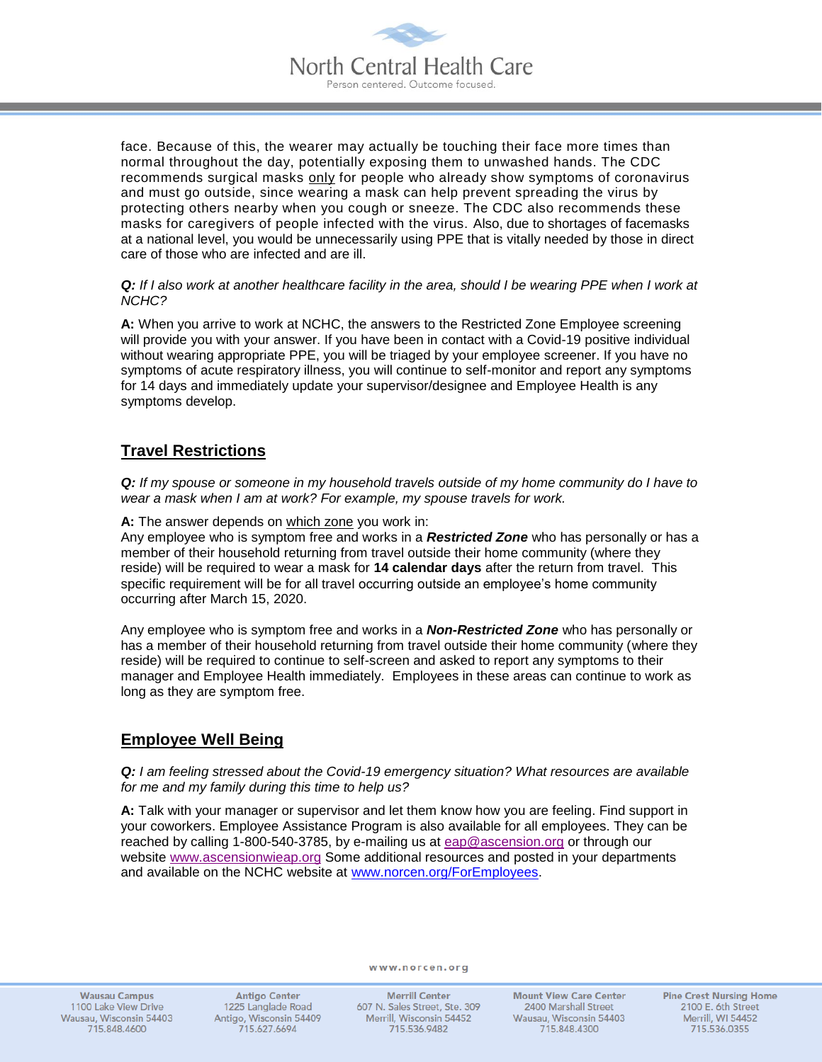face. Because of this, the wearer may actually be touching their face more times than normal throughout the day, potentially exposing them to unwashed hands. The CDC recommends surgical masks <u>only</u> for people who already show symptoms of coronavirus and must go outside, since wearing a mask can help prevent spreading the virus by protecting others nearby when you cough or sneeze. The CDC also recommends these masks for caregivers of people infected with the virus. Also, due to shortages of facemasks at a national level, you would be unnecessarily using PPE that is vitally needed by those in direct care of those who are infected and are ill.

***Q:** If I also work at another healthcare facility in the area, should I be wearing PPE when I work at NCHC?*

**A:** When you arrive to work at NCHC, the answers to the Restricted Zone Employee screening will provide you with your answer. If you have been in contact with a Covid-19 positive individual without wearing appropriate PPE, you will be triaged by your employee screener. If you have no symptoms of acute respiratory illness, you will continue to self-monitor and report any symptoms for 14 days and immediately update your supervisor/designee and Employee Health is any symptoms develop.

## Travel Restrictions

***Q:** If my spouse or someone in my household travels outside of my home community do I have to wear a mask when I am at work? For example, my spouse travels for work.*

**A:** The answer depends on <u>which zone</u> you work in:
Any employee who is symptom free and works in a ***Restricted Zone*** who has personally or has a member of their household returning from travel outside their home community (where they reside) will be required to wear a mask for **14 calendar days** after the return from travel. This specific requirement will be for all travel occurring outside an employee's home community occurring after March 15, 2020.

Any employee who is symptom free and works in a ***Non-Restricted Zone*** who has personally or has a member of their household returning from travel outside their home community (where they reside) will be required to continue to self-screen and asked to report any symptoms to their manager and Employee Health immediately. Employees in these areas can continue to work as long as they are symptom free.

## Employee Well Being

***Q:** I am feeling stressed about the Covid-19 emergency situation? What resources are available for me and my family during this time to help us?*

**A:** Talk with your manager or supervisor and let them know how you are feeling. Find support in your coworkers. Employee Assistance Program is also available for all employees. They can be reached by calling 1-800-540-3785, by e-mailing us at eap@ascension.org or through our website www.ascensionwieap.org Some additional resources and posted in your departments and available on the NCHC website at www.norcen.org/ForEmployees.